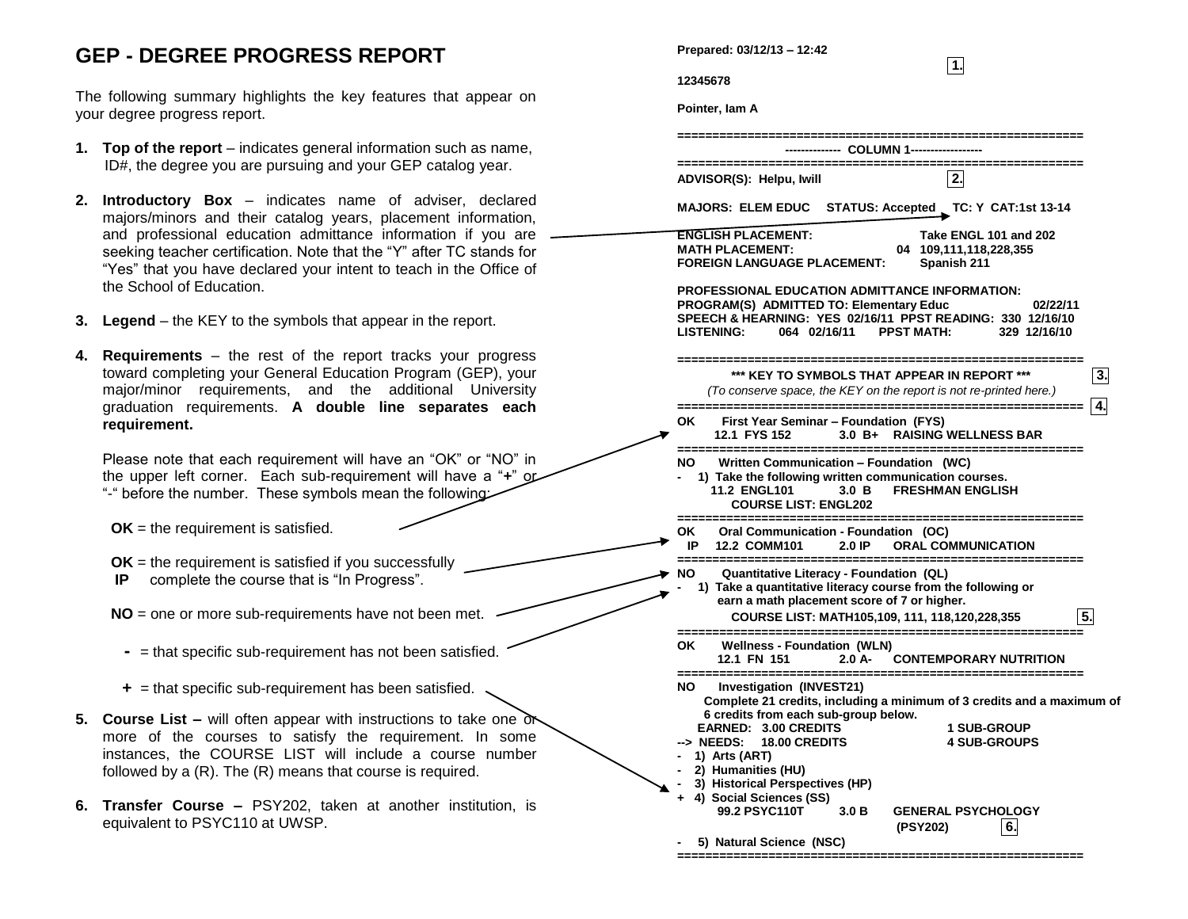# GEP - DEGREE PROGRESS REPORT

The following summary highlights the key features that appear on your degree progress report.

1. **Top of the report** – indicates general information such as name, ID#, the degree you are pursuing and your GEP catalog year.

2. **Introductory Box** – indicates name of adviser, declared majors/minors and their catalog years, placement information, and professional education admittance information if you are seeking teacher certification. Note that the "Y" after TC stands for "Yes" that you have declared your intent to teach in the Office of the School of Education.

3. **Legend** – the KEY to the symbols that appear in the report.

4. **Requirements** – the rest of the report tracks your progress toward completing your General Education Program (GEP), your major/minor requirements, and the additional University graduation requirements. **A double line separates each requirement.**

   Please note that each requirement will have an "OK" or "NO" in the upper left corner. Each sub-requirement will have a "**+**" or "-" before the number. These symbols mean the following:

   **OK** = the requirement is satisfied.

   **OK** = the requirement is satisfied if you successfully
   **IP** complete the course that is "In Progress".

   **NO** = one or more sub-requirements have not been met.

   **-** = that specific sub-requirement has not been satisfied.

   **+** = that specific sub-requirement has been satisfied.

5. **Course List –** will often appear with instructions to take one or more of the courses to satisfy the requirement. In some instances, the COURSE LIST will include a course number followed by a (R). The (R) means that course is required.

6. **Transfer Course –** PSY202, taken at another institution, is equivalent to PSYC110 at UWSP.

```
Prepared: 03/12/13 – 12:42                              1.

12345678

Pointer, Iam A

=========================================================
              -------------- COLUMN 1------------------
=========================================================
ADVISOR(S):  Helpu, Iwill                               2.

MAJORS:  ELEM EDUC    STATUS: Accepted    TC: Y  CAT:1st 13-14

ENGLISH PLACEMENT:                       Take ENGL 101 and 202
MATH PLACEMENT:                       04  109,111,118,228,355
FOREIGN LANGUAGE PLACEMENT:              Spanish 211

PROFESSIONAL EDUCATION ADMITTANCE INFORMATION:
PROGRAM(S)  ADMITTED TO: Elementary Educ                02/22/11
SPEECH & HEARNING:  YES  02/16/11  PPST READING:  330  12/16/10
LISTENING:      064  02/16/11    PPST MATH:        329  12/16/10

=========================================================
      *** KEY TO SYMBOLS THAT APPEAR IN REPORT ***          3.
  (To conserve space, the KEY on the report is not re-printed here.)
=========================================================   4.
OK     First Year Seminar – Foundation  (FYS)
       12.1  FYS 152          3.0  B+   RAISING WELLNESS BAR
=========================================================
NO     Written Communication – Foundation   (WC)
-   1)  Take the following written communication courses.
       11.2  ENGL101          3.0  B    FRESHMAN ENGLISH
             COURSE LIST: ENGL202
=========================================================
OK     Oral Communication - Foundation   (OC)
 IP    12.2  COMM101          2.0 IP    ORAL COMMUNICATION
=========================================================
NO     Quantitative Literacy - Foundation  (QL)
-   1)  Take a quantitative literacy course from the following or
        earn a math placement score of 7 or higher.
        COURSE LIST: MATH105,109, 111, 118,120,228,355          5.
=========================================================
OK     Wellness - Foundation  (WLN)
       12.1  FN  151          2.0 A-    CONTEMPORARY NUTRITION
=========================================================
NO     Investigation  (INVEST21)
    Complete 21 credits, including a minimum of 3 credits and a maximum of
    6 credits from each sub-group below.
    EARNED:   3.00 CREDITS                   1 SUB-GROUP
--> NEEDS:   18.00 CREDITS                   4 SUB-GROUPS
-   1)  Arts (ART)
-   2)  Humanities (HU)
-   3)  Historical Perspectives (HP)
+   4)  Social Sciences (SS)
       99.2 PSYC110T          3.0 B     GENERAL PSYCHOLOGY
                                        (PSY202)          6.
-   5)  Natural Science  (NSC)
=========================================================
```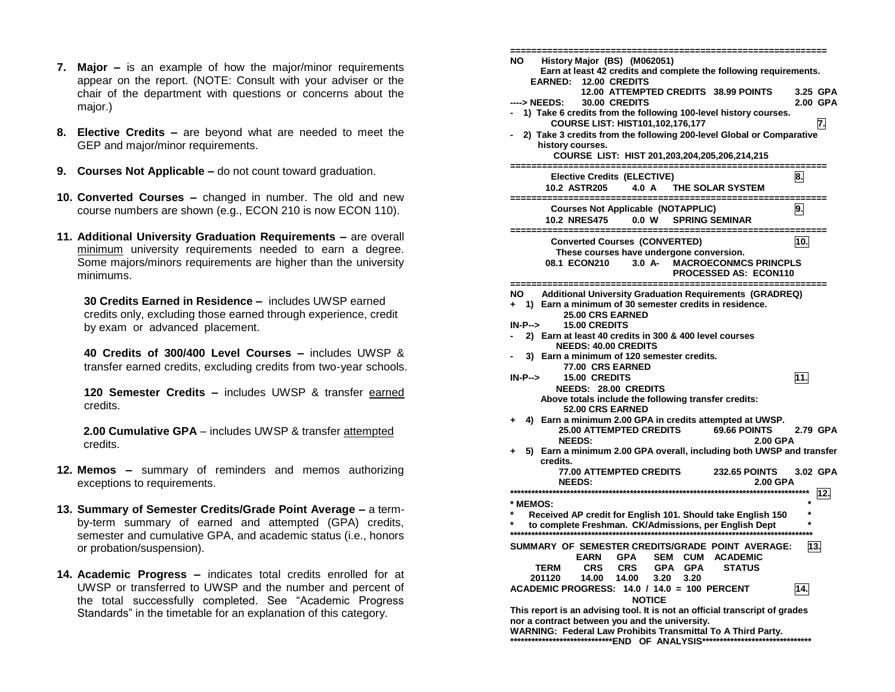7. **Major –** is an example of how the major/minor requirements appear on the report. (NOTE: Consult with your adviser or the chair of the department with questions or concerns about the major.)

8. **Elective Credits –** are beyond what are needed to meet the GEP and major/minor requirements.

9. **Courses Not Applicable –** do not count toward graduation.

10. **Converted Courses –** changed in number. The old and new course numbers are shown (e.g., ECON 210 is now ECON 110).

11. **Additional University Graduation Requirements –** are overall minimum university requirements needed to earn a degree. Some majors/minors requirements are higher than the university minimums.

    **30 Credits Earned in Residence –** includes UWSP earned credits only, excluding those earned through experience, credit by exam or advanced placement.

    **40 Credits of 300/400 Level Courses –** includes UWSP & transfer earned credits, excluding credits from two-year schools.

    **120 Semester Credits –** includes UWSP & transfer earned credits.

    **2.00 Cumulative GPA** – includes UWSP & transfer attempted credits.

12. **Memos –** summary of reminders and memos authorizing exceptions to requirements.

13. **Summary of Semester Credits/Grade Point Average –** a term-by-term summary of earned and attempted (GPA) credits, semester and cumulative GPA, and academic status (i.e., honors or probation/suspension).

14. **Academic Progress –** indicates total credits enrolled for at UWSP or transferred to UWSP and the number and percent of the total successfully completed. See "Academic Progress Standards" in the timetable for an explanation of this category.

```
============================================================
NO      History Major (BS) (M062051)
        Earn at least 42 credits and complete the following requirements.
     EARNED:   12.00 CREDITS
               12.00 ATTEMPTED CREDITS   38.99 POINTS      3.25 GPA
----> NEEDS:   30.00 CREDITS                               2.00 GPA
-  1) Take 6 credits from the following 100-level history courses.
        COURSE LIST: HIST101,102,176,177                          7.
-  2) Take 3 credits from the following 200-level Global or Comparative
      history courses.
        COURSE LIST: HIST 201,203,204,205,206,214,215
============================================================
        Elective Credits (ELECTIVE)                               8.
      10.2 ASTR205      4.0 A    THE SOLAR SYSTEM
============================================================
        Courses Not Applicable (NOTAPPLIC)                        9.
      10.2 NRES475      0.0 W    SPRING SEMINAR
============================================================
        Converted Courses (CONVERTED)                             10.
          These courses have undergone conversion.
      08.1 ECON210      3.0 A-   MACROECONMCS PRINCPLS
                                 PROCESSED AS: ECON110
============================================================
NO    Additional University Graduation Requirements (GRADREQ)
+  1) Earn a minimum of 30 semester credits in residence.
          25.00 CRS EARNED
IN-P-->   15.00 CREDITS
-  2) Earn at least 40 credits in 300 & 400 level courses
        NEEDS: 40.00 CREDITS
-  3) Earn a minimum of 120 semester credits.
          77.00 CRS EARNED
IN-P-->   15.00 CREDITS                                           11.
        NEEDS: 28.00 CREDITS
      Above totals include the following transfer credits:
          52.00 CRS EARNED
+  4) Earn a minimum 2.00 GPA in credits attempted at UWSP.
         25.00 ATTEMPTED CREDITS      69.66 POINTS      2.79 GPA
         NEEDS:                                 2.00 GPA
+  5) Earn a minimum 2.00 GPA overall, including both UWSP and transfer
      credits.
         77.00 ATTEMPTED CREDITS     232.65 POINTS      3.02 GPA
         NEEDS:                                 2.00 GPA
******************************************************************** 12.
* MEMOS:                                                         *
*    Received AP credit for English 101. Should take English 150  *
*    to complete Freshman. CK/Admissions, per English Dept        *
********************************************************************
SUMMARY OF SEMESTER CREDITS/GRADE POINT AVERAGE:                  13.
             EARN    GPA     SEM   CUM   ACADEMIC
     TERM    CRS     CRS     GPA   GPA     STATUS
    201120   14.00   14.00   3.20  3.20
ACADEMIC PROGRESS:  14.0 / 14.0 = 100 PERCENT                     14.
                        NOTICE
This report is an advising tool. It is not an official transcript of grades
nor a contract between you and the university.
WARNING: Federal Law Prohibits Transmittal To A Third Party.
****************************END OF ANALYSIS*****************************
```